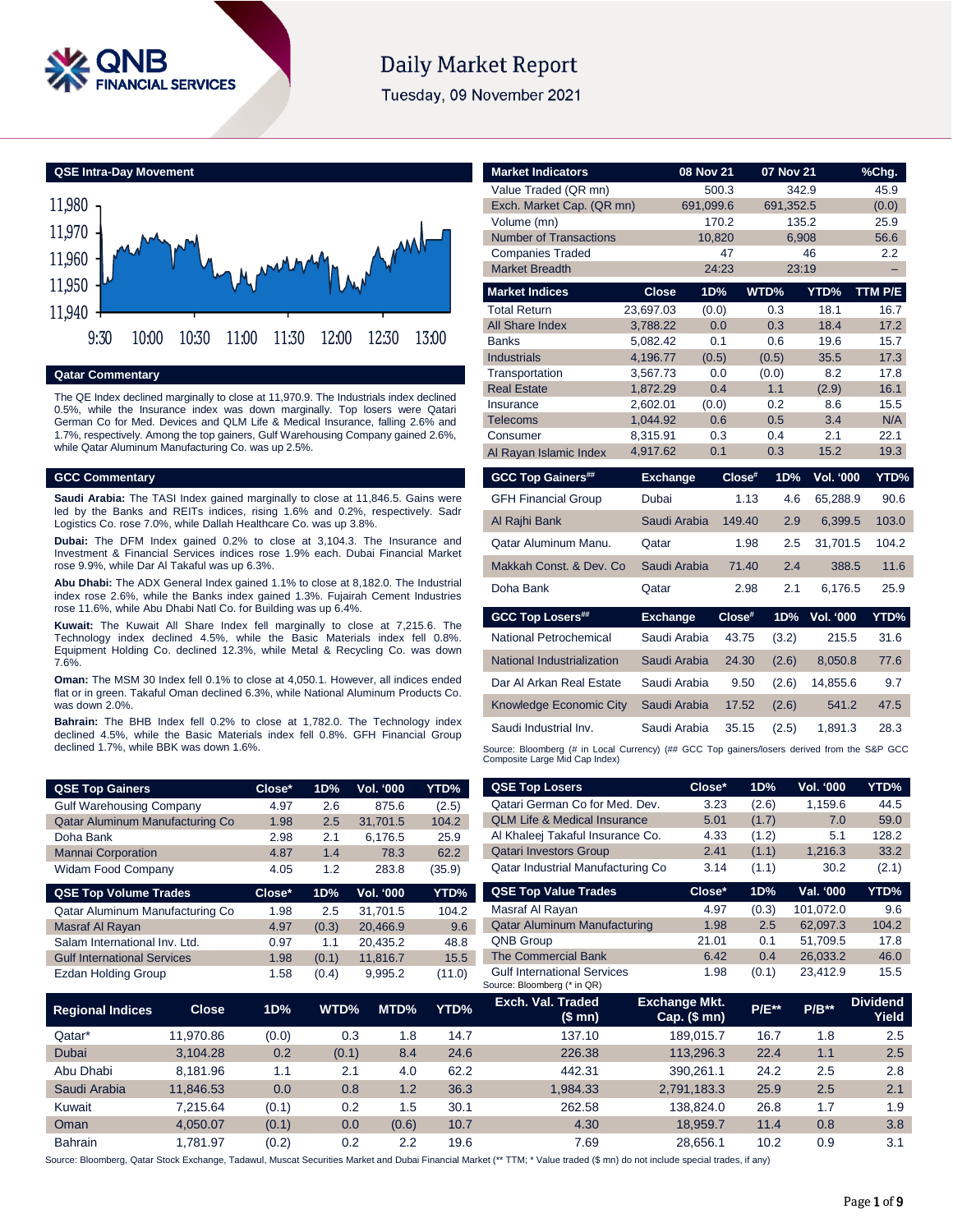# Daily Market Report

Tuesday, 09 November 2021

## QSE Intra-Day Movement

## Qatar Commentary

The QE Index declined marginally to close at 11,970.9. The Industrials index declined 0.5%, while the Insurance index was down marginally. Top losers were Qatari German Co for Med. Devices and QLM Life & Medical Insurance, falling 2.6% and 1.7%, respectively. Among the top gainers, Gulf Warehousing Company gained 2.6%, while Qatar Aluminum Manufacturing Co. was up 2.5%.

## GCC Commentary

**Saudi Arabia:** The TASI Index gained marginally to close at 11,846.5. Gains were led by the Banks and REITs indices, rising 1.6% and 0.2%, respectively. Sadr Logistics Co. rose 7.0%, while Dallah Healthcare Co. was up 3.8%.

**Dubai:** The DFM Index gained 0.2% to close at 3,104.3. The Insurance and Investment & Financial Services indices rose 1.9% each. Dubai Financial Market rose 9.9%, while Dar Al Takaful was up 6.3%.

**Abu Dhabi:** The ADX General Index gained 1.1% to close at 8,182.0. The Industrial index rose 2.6%, while the Banks index gained 1.3%. Fujairah Cement Industries rose 11.6%, while Abu Dhabi Natl Co. for Building was up 6.4%.

**Kuwait:** The Kuwait All Share Index fell marginally to close at 7,215.6. The Technology index declined 4.5%, while the Basic Materials index fell 0.8%. Equipment Holding Co. declined 12.3%, while Metal & Recycling Co. was down 7.6%.

**Oman:** The MSM 30 Index fell 0.1% to close at 4,050.1. However, all indices ended flat or in green. Takaful Oman declined 6.3%, while National Aluminum Products Co. was down 2.0%.

**Bahrain:** The BHB Index fell 0.2% to close at 1,782.0. The Technology index declined 4.5%, while the Basic Materials index fell 0.8%. GFH Financial Group declined 1.7%, while BBK was down 1.6%.

| Market Indicators | 08 Nov 21 | 07 Nov 21 | %Chg. |
|---|---|---|---|
| Value Traded (QR mn) | 500.3 | 342.9 | 45.9 |
| Exch. Market Cap. (QR mn) | 691,099.6 | 691,352.5 | (0.0) |
| Volume (mn) | 170.2 | 135.2 | 25.9 |
| Number of Transactions | 10,820 | 6,908 | 56.6 |
| Companies Traded | 47 | 46 | 2.2 |
| Market Breadth | 24:23 | 23:19 | – |

| Market Indices | Close | 1D% | WTD% | YTD% | TTM P/E |
|---|---|---|---|---|---|
| Total Return | 23,697.03 | (0.0) | 0.3 | 18.1 | 16.7 |
| All Share Index | 3,788.22 | 0.0 | 0.3 | 18.4 | 17.2 |
| Banks | 5,082.42 | 0.1 | 0.6 | 19.6 | 15.7 |
| Industrials | 4,196.77 | (0.5) | (0.5) | 35.5 | 17.3 |
| Transportation | 3,567.73 | 0.0 | (0.0) | 8.2 | 17.8 |
| Real Estate | 1,872.29 | 0.4 | 1.1 | (2.9) | 16.1 |
| Insurance | 2,602.01 | (0.0) | 0.2 | 8.6 | 15.5 |
| Telecoms | 1,044.92 | 0.6 | 0.5 | 3.4 | N/A |
| Consumer | 8,315.91 | 0.3 | 0.4 | 2.1 | 22.1 |
| Al Rayan Islamic Index | 4,917.62 | 0.1 | 0.3 | 15.2 | 19.3 |

| GCC Top Gainers## | Exchange | Close# | 1D% | Vol. '000 | YTD% |
|---|---|---|---|---|---|
| GFH Financial Group | Dubai | 1.13 | 4.6 | 65,288.9 | 90.6 |
| Al Rajhi Bank | Saudi Arabia | 149.40 | 2.9 | 6,399.5 | 103.0 |
| Qatar Aluminum Manu. | Qatar | 1.98 | 2.5 | 31,701.5 | 104.2 |
| Makkah Const. & Dev. Co | Saudi Arabia | 71.40 | 2.4 | 388.5 | 11.6 |
| Doha Bank | Qatar | 2.98 | 2.1 | 6,176.5 | 25.9 |

| GCC Top Losers## | Exchange | Close# | 1D% | Vol. '000 | YTD% |
|---|---|---|---|---|---|
| National Petrochemical | Saudi Arabia | 43.75 | (3.2) | 215.5 | 31.6 |
| National Industrialization | Saudi Arabia | 24.30 | (2.6) | 8,050.8 | 77.6 |
| Dar Al Arkan Real Estate | Saudi Arabia | 9.50 | (2.6) | 14,855.6 | 9.7 |
| Knowledge Economic City | Saudi Arabia | 17.52 | (2.6) | 541.2 | 47.5 |
| Saudi Industrial Inv. | Saudi Arabia | 35.15 | (2.5) | 1,891.3 | 28.3 |

Source: Bloomberg (# in Local Currency) (## GCC Top gainers/losers derived from the S&P GCC Composite Large Mid Cap Index)

| QSE Top Gainers | Close* | 1D% | Vol. '000 | YTD% |
|---|---|---|---|---|
| Gulf Warehousing Company | 4.97 | 2.6 | 875.6 | (2.5) |
| Qatar Aluminum Manufacturing Co | 1.98 | 2.5 | 31,701.5 | 104.2 |
| Doha Bank | 2.98 | 2.1 | 6,176.5 | 25.9 |
| Mannai Corporation | 4.87 | 1.4 | 78.3 | 62.2 |
| Widam Food Company | 4.05 | 1.2 | 283.8 | (35.9) |

| QSE Top Volume Trades | Close* | 1D% | Vol. '000 | YTD% |
|---|---|---|---|---|
| Qatar Aluminum Manufacturing Co | 1.98 | 2.5 | 31,701.5 | 104.2 |
| Masraf Al Rayan | 4.97 | (0.3) | 20,466.9 | 9.6 |
| Salam International Inv. Ltd. | 0.97 | 1.1 | 20,435.2 | 48.8 |
| Gulf International Services | 1.98 | (0.1) | 11,816.7 | 15.5 |
| Ezdan Holding Group | 1.58 | (0.4) | 9,995.2 | (11.0) |

| QSE Top Losers | Close* | 1D% | Vol. '000 | YTD% |
|---|---|---|---|---|
| Qatari German Co for Med. Dev. | 3.23 | (2.6) | 1,159.6 | 44.5 |
| QLM Life & Medical Insurance | 5.01 | (1.7) | 7.0 | 59.0 |
| Al Khaleej Takaful Insurance Co. | 4.33 | (1.2) | 5.1 | 128.2 |
| Qatari Investors Group | 2.41 | (1.1) | 1,216.3 | 33.2 |
| Qatar Industrial Manufacturing Co | 3.14 | (1.1) | 30.2 | (2.1) |

| QSE Top Value Trades | Close* | 1D% | Val. '000 | YTD% |
|---|---|---|---|---|
| Masraf Al Rayan | 4.97 | (0.3) | 101,072.0 | 9.6 |
| Qatar Aluminum Manufacturing | 1.98 | 2.5 | 62,097.3 | 104.2 |
| QNB Group | 21.01 | 0.1 | 51,709.5 | 17.8 |
| The Commercial Bank | 6.42 | 0.4 | 26,033.2 | 46.0 |
| Gulf International Services | 1.98 | (0.1) | 23,412.9 | 15.5 |

Source: Bloomberg (* in QR)

| Regional Indices | Close | 1D% | WTD% | MTD% | YTD% | Exch. Val. Traded ($ mn) | Exchange Mkt. Cap. ($ mn) | P/E** | P/B** | Dividend Yield |
|---|---|---|---|---|---|---|---|---|---|---|
| Qatar* | 11,970.86 | (0.0) | 0.3 | 1.8 | 14.7 | 137.10 | 189,015.7 | 16.7 | 1.8 | 2.5 |
| Dubai | 3,104.28 | 0.2 | (0.1) | 8.4 | 24.6 | 226.38 | 113,296.3 | 22.4 | 1.1 | 2.5 |
| Abu Dhabi | 8,181.96 | 1.1 | 2.1 | 4.0 | 62.2 | 442.31 | 390,261.1 | 24.2 | 2.5 | 2.8 |
| Saudi Arabia | 11,846.53 | 0.0 | 0.8 | 1.2 | 36.3 | 1,984.33 | 2,791,183.3 | 25.9 | 2.5 | 2.1 |
| Kuwait | 7,215.64 | (0.1) | 0.2 | 1.5 | 30.1 | 262.58 | 138,824.0 | 26.8 | 1.7 | 1.9 |
| Oman | 4,050.07 | (0.1) | 0.0 | (0.6) | 10.7 | 4.30 | 18,959.7 | 11.4 | 0.8 | 3.8 |
| Bahrain | 1,781.97 | (0.2) | 0.2 | 2.2 | 19.6 | 7.69 | 28,656.1 | 10.2 | 0.9 | 3.1 |

Source: Bloomberg, Qatar Stock Exchange, Tadawul, Muscat Securities Market and Dubai Financial Market (** TTM; * Value traded ($ mn) do not include special trades, if any)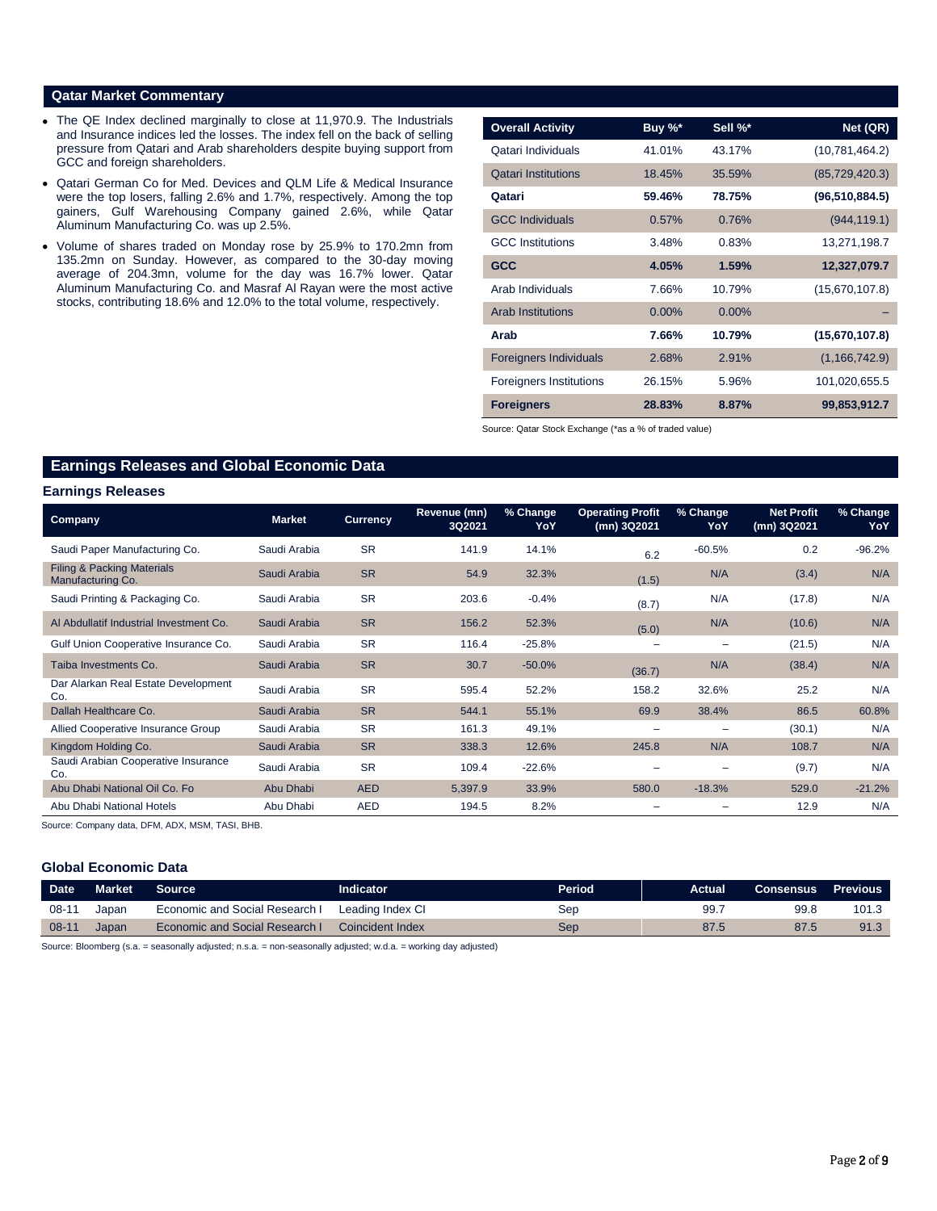## Qatar Market Commentary

- The QE Index declined marginally to close at 11,970.9. The Industrials and Insurance indices led the losses. The index fell on the back of selling pressure from Qatari and Arab shareholders despite buying support from GCC and foreign shareholders.
- Qatari German Co for Med. Devices and QLM Life & Medical Insurance were the top losers, falling 2.6% and 1.7%, respectively. Among the top gainers, Gulf Warehousing Company gained 2.6%, while Qatar Aluminum Manufacturing Co. was up 2.5%.
- Volume of shares traded on Monday rose by 25.9% to 170.2mn from 135.2mn on Sunday. However, as compared to the 30-day moving average of 204.3mn, volume for the day was 16.7% lower. Qatar Aluminum Manufacturing Co. and Masraf Al Rayan were the most active stocks, contributing 18.6% and 12.0% to the total volume, respectively.

| Overall Activity | Buy %* | Sell %* | Net (QR) |
|---|---|---|---|
| Qatari Individuals | 41.01% | 43.17% | (10,781,464.2) |
| Qatari Institutions | 18.45% | 35.59% | (85,729,420.3) |
| **Qatari** | **59.46%** | **78.75%** | **(96,510,884.5)** |
| GCC Individuals | 0.57% | 0.76% | (944,119.1) |
| GCC Institutions | 3.48% | 0.83% | 13,271,198.7 |
| **GCC** | **4.05%** | **1.59%** | **12,327,079.7** |
| Arab Individuals | 7.66% | 10.79% | (15,670,107.8) |
| Arab Institutions | 0.00% | 0.00% | – |
| **Arab** | **7.66%** | **10.79%** | **(15,670,107.8)** |
| Foreigners Individuals | 2.68% | 2.91% | (1,166,742.9) |
| Foreigners Institutions | 26.15% | 5.96% | 101,020,655.5 |
| **Foreigners** | **28.83%** | **8.87%** | **99,853,912.7** |

Source: Qatar Stock Exchange (*as a % of traded value)

## Earnings Releases and Global Economic Data

### Earnings Releases

| Company | Market | Currency | Revenue (mn) 3Q2021 | % Change YoY | Operating Profit (mn) 3Q2021 | % Change YoY | Net Profit (mn) 3Q2021 | % Change YoY |
|---|---|---|---|---|---|---|---|---|
| Saudi Paper Manufacturing Co. | Saudi Arabia | SR | 141.9 | 14.1% | 6.2 | -60.5% | 0.2 | -96.2% |
| Filing & Packing Materials Manufacturing Co. | Saudi Arabia | SR | 54.9 | 32.3% | (1.5) | N/A | (3.4) | N/A |
| Saudi Printing & Packaging Co. | Saudi Arabia | SR | 203.6 | -0.4% | (8.7) | N/A | (17.8) | N/A |
| Al Abdullatif Industrial Investment Co. | Saudi Arabia | SR | 156.2 | 52.3% | (5.0) | N/A | (10.6) | N/A |
| Gulf Union Cooperative Insurance Co. | Saudi Arabia | SR | 116.4 | -25.8% | – | – | (21.5) | N/A |
| Taiba Investments Co. | Saudi Arabia | SR | 30.7 | -50.0% | (36.7) | N/A | (38.4) | N/A |
| Dar Alarkan Real Estate Development Co. | Saudi Arabia | SR | 595.4 | 52.2% | 158.2 | 32.6% | 25.2 | N/A |
| Dallah Healthcare Co. | Saudi Arabia | SR | 544.1 | 55.1% | 69.9 | 38.4% | 86.5 | 60.8% |
| Allied Cooperative Insurance Group | Saudi Arabia | SR | 161.3 | 49.1% | – | – | (30.1) | N/A |
| Kingdom Holding Co. | Saudi Arabia | SR | 338.3 | 12.6% | 245.8 | N/A | 108.7 | N/A |
| Saudi Arabian Cooperative Insurance Co. | Saudi Arabia | SR | 109.4 | -22.6% | – | – | (9.7) | N/A |
| Abu Dhabi National Oil Co. Fo | Abu Dhabi | AED | 5,397.9 | 33.9% | 580.0 | -18.3% | 529.0 | -21.2% |
| Abu Dhabi National Hotels | Abu Dhabi | AED | 194.5 | 8.2% | – | – | 12.9 | N/A |

Source: Company data, DFM, ADX, MSM, TASI, BHB.

### Global Economic Data

| Date | Market | Source | Indicator | Period | Actual | Consensus | Previous |
|---|---|---|---|---|---|---|---|
| 08-11 | Japan | Economic and Social Research I | Leading Index CI | Sep | 99.7 | 99.8 | 101.3 |
| 08-11 | Japan | Economic and Social Research I | Coincident Index | Sep | 87.5 | 87.5 | 91.3 |

Source: Bloomberg (s.a. = seasonally adjusted; n.s.a. = non-seasonally adjusted; w.d.a. = working day adjusted)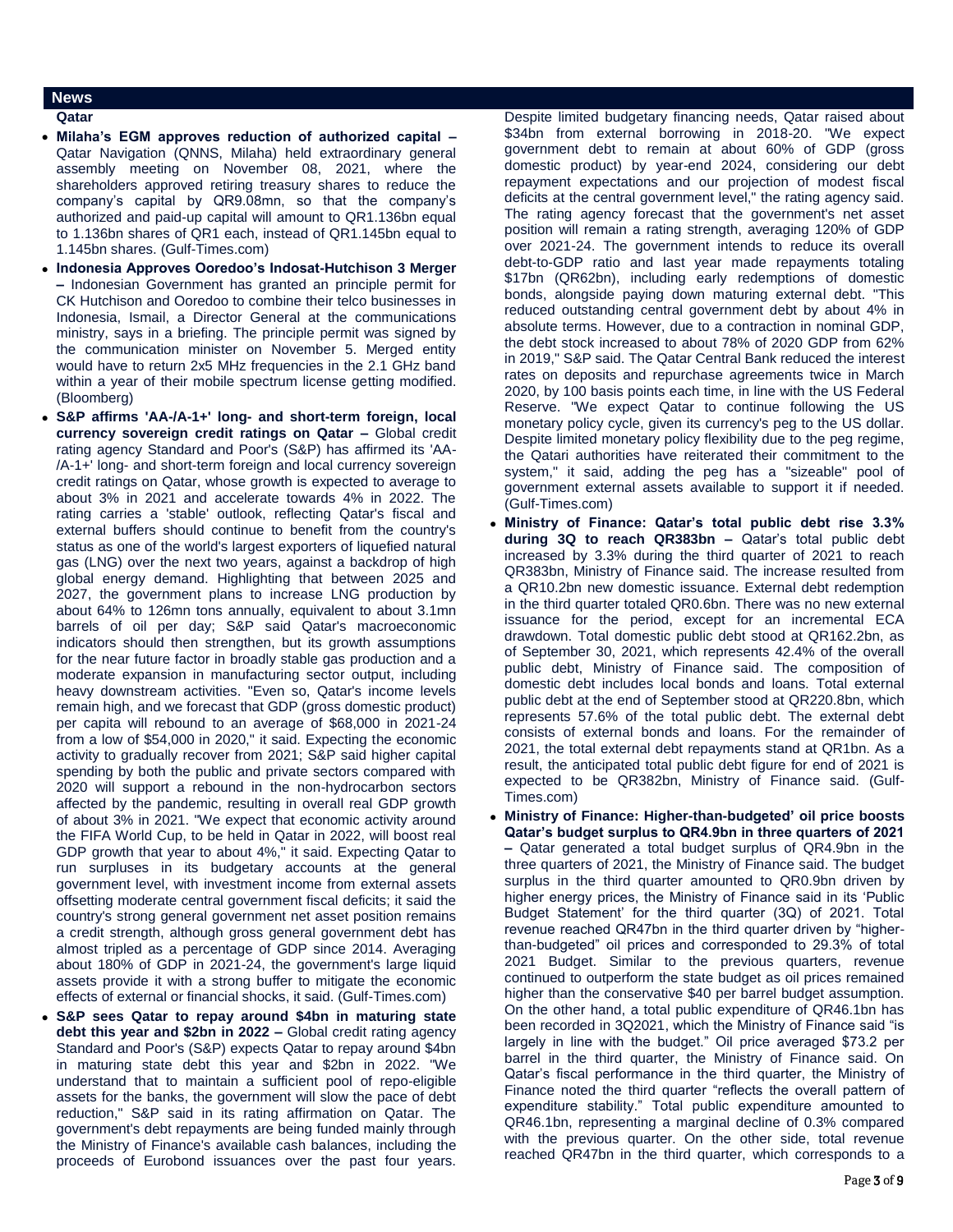## News

### Qatar

- **Milaha's EGM approves reduction of authorized capital –** Qatar Navigation (QNNS, Milaha) held extraordinary general assembly meeting on November 08, 2021, where the shareholders approved retiring treasury shares to reduce the company's capital by QR9.08mn, so that the company's authorized and paid-up capital will amount to QR1.136bn equal to 1.136bn shares of QR1 each, instead of QR1.145bn equal to 1.145bn shares. (Gulf-Times.com)
- **Indonesia Approves Ooredoo's Indosat-Hutchison 3 Merger –** Indonesian Government has granted an principle permit for CK Hutchison and Ooredoo to combine their telco businesses in Indonesia, Ismail, a Director General at the communications ministry, says in a briefing. The principle permit was signed by the communication minister on November 5. Merged entity would have to return 2x5 MHz frequencies in the 2.1 GHz band within a year of their mobile spectrum license getting modified. (Bloomberg)
- **S&P affirms 'AA-/A-1+' long- and short-term foreign, local currency sovereign credit ratings on Qatar –** Global credit rating agency Standard and Poor's (S&P) has affirmed its 'AA-/A-1+' long- and short-term foreign and local currency sovereign credit ratings on Qatar, whose growth is expected to average to about 3% in 2021 and accelerate towards 4% in 2022. The rating carries a 'stable' outlook, reflecting Qatar's fiscal and external buffers should continue to benefit from the country's status as one of the world's largest exporters of liquefied natural gas (LNG) over the next two years, against a backdrop of high global energy demand. Highlighting that between 2025 and 2027, the government plans to increase LNG production by about 64% to 126mn tons annually, equivalent to about 3.1mn barrels of oil per day; S&P said Qatar's macroeconomic indicators should then strengthen, but its growth assumptions for the near future factor in broadly stable gas production and a moderate expansion in manufacturing sector output, including heavy downstream activities. "Even so, Qatar's income levels remain high, and we forecast that GDP (gross domestic product) per capita will rebound to an average of $68,000 in 2021-24 from a low of $54,000 in 2020," it said. Expecting the economic activity to gradually recover from 2021; S&P said higher capital spending by both the public and private sectors compared with 2020 will support a rebound in the non-hydrocarbon sectors affected by the pandemic, resulting in overall real GDP growth of about 3% in 2021. "We expect that economic activity around the FIFA World Cup, to be held in Qatar in 2022, will boost real GDP growth that year to about 4%," it said. Expecting Qatar to run surpluses in its budgetary accounts at the general government level, with investment income from external assets offsetting moderate central government fiscal deficits; it said the country's strong general government net asset position remains a credit strength, although gross general government debt has almost tripled as a percentage of GDP since 2014. Averaging about 180% of GDP in 2021-24, the government's large liquid assets provide it with a strong buffer to mitigate the economic effects of external or financial shocks, it said. (Gulf-Times.com)
- **S&P sees Qatar to repay around $4bn in maturing state debt this year and $2bn in 2022 –** Global credit rating agency Standard and Poor's (S&P) expects Qatar to repay around $4bn in maturing state debt this year and $2bn in 2022. "We understand that to maintain a sufficient pool of repo-eligible assets for the banks, the government will slow the pace of debt reduction," S&P said in its rating affirmation on Qatar. The government's debt repayments are being funded mainly through the Ministry of Finance's available cash balances, including the proceeds of Eurobond issuances over the past four years. Despite limited budgetary financing needs, Qatar raised about $34bn from external borrowing in 2018-20. "We expect government debt to remain at about 60% of GDP (gross domestic product) by year-end 2024, considering our debt repayment expectations and our projection of modest fiscal deficits at the central government level," the rating agency said. The rating agency forecast that the government's net asset position will remain a rating strength, averaging 120% of GDP over 2021-24. The government intends to reduce its overall debt-to-GDP ratio and last year made repayments totaling $17bn (QR62bn), including early redemptions of domestic bonds, alongside paying down maturing external debt. "This reduced outstanding central government debt by about 4% in absolute terms. However, due to a contraction in nominal GDP, the debt stock increased to about 78% of 2020 GDP from 62% in 2019," S&P said. The Qatar Central Bank reduced the interest rates on deposits and repurchase agreements twice in March 2020, by 100 basis points each time, in line with the US Federal Reserve. "We expect Qatar to continue following the US monetary policy cycle, given its currency's peg to the US dollar. Despite limited monetary policy flexibility due to the peg regime, the Qatari authorities have reiterated their commitment to the system," it said, adding the peg has a "sizeable" pool of government external assets available to support it if needed. (Gulf-Times.com)
- **Ministry of Finance: Qatar's total public debt rise 3.3% during 3Q to reach QR383bn –** Qatar's total public debt increased by 3.3% during the third quarter of 2021 to reach QR383bn, Ministry of Finance said. The increase resulted from a QR10.2bn new domestic issuance. External debt redemption in the third quarter totaled QR0.6bn. There was no new external issuance for the period, except for an incremental ECA drawdown. Total domestic public debt stood at QR162.2bn, as of September 30, 2021, which represents 42.4% of the overall public debt, Ministry of Finance said. The composition of domestic debt includes local bonds and loans. Total external public debt at the end of September stood at QR220.8bn, which represents 57.6% of the total public debt. The external debt consists of external bonds and loans. For the remainder of 2021, the total external debt repayments stand at QR1bn. As a result, the anticipated total public debt figure for end of 2021 is expected to be QR382bn, Ministry of Finance said. (Gulf-Times.com)
- **Ministry of Finance: Higher-than-budgeted' oil price boosts Qatar's budget surplus to QR4.9bn in three quarters of 2021 –** Qatar generated a total budget surplus of QR4.9bn in the three quarters of 2021, the Ministry of Finance said. The budget surplus in the third quarter amounted to QR0.9bn driven by higher energy prices, the Ministry of Finance said in its 'Public Budget Statement' for the third quarter (3Q) of 2021. Total revenue reached QR47bn in the third quarter driven by "higher-than-budgeted" oil prices and corresponded to 29.3% of total 2021 Budget. Similar to the previous quarters, revenue continued to outperform the state budget as oil prices remained higher than the conservative $40 per barrel budget assumption. On the other hand, a total public expenditure of QR46.1bn has been recorded in 3Q2021, which the Ministry of Finance said "is largely in line with the budget." Oil price averaged $73.2 per barrel in the third quarter, the Ministry of Finance said. On Qatar's fiscal performance in the third quarter, the Ministry of Finance noted the third quarter "reflects the overall pattern of expenditure stability." Total public expenditure amounted to QR46.1bn, representing a marginal decline of 0.3% compared with the previous quarter. On the other side, total revenue reached QR47bn in the third quarter, which corresponds to a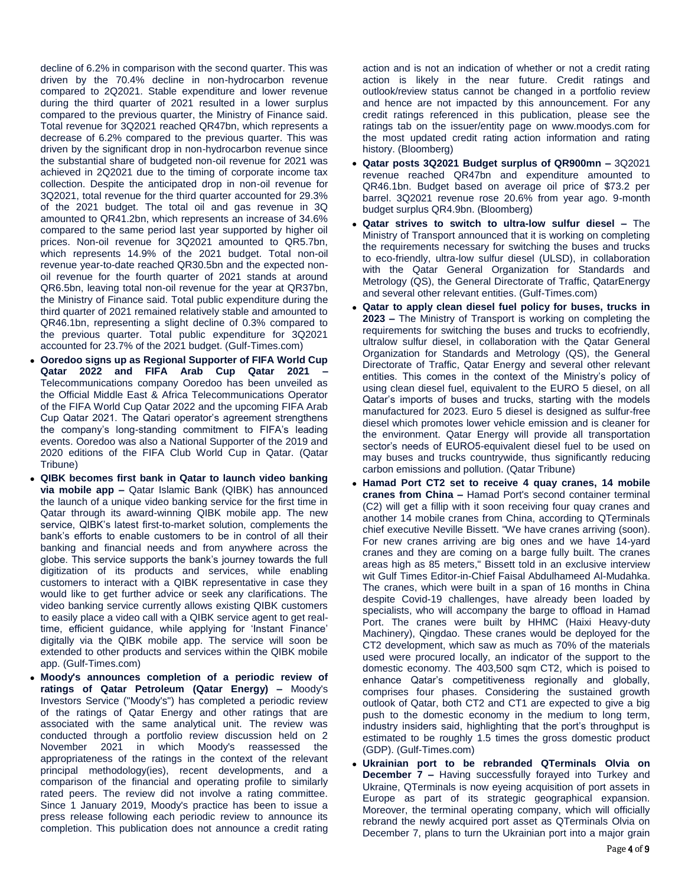decline of 6.2% in comparison with the second quarter. This was driven by the 70.4% decline in non-hydrocarbon revenue compared to 2Q2021. Stable expenditure and lower revenue during the third quarter of 2021 resulted in a lower surplus compared to the previous quarter, the Ministry of Finance said. Total revenue for 3Q2021 reached QR47bn, which represents a decrease of 6.2% compared to the previous quarter. This was driven by the significant drop in non-hydrocarbon revenue since the substantial share of budgeted non-oil revenue for 2021 was achieved in 2Q2021 due to the timing of corporate income tax collection. Despite the anticipated drop in non-oil revenue for 3Q2021, total revenue for the third quarter accounted for 29.3% of the 2021 budget. The total oil and gas revenue in 3Q amounted to QR41.2bn, which represents an increase of 34.6% compared to the same period last year supported by higher oil prices. Non-oil revenue for 3Q2021 amounted to QR5.7bn, which represents 14.9% of the 2021 budget. Total non-oil revenue year-to-date reached QR30.5bn and the expected non-oil revenue for the fourth quarter of 2021 stands at around QR6.5bn, leaving total non-oil revenue for the year at QR37bn, the Ministry of Finance said. Total public expenditure during the third quarter of 2021 remained relatively stable and amounted to QR46.1bn, representing a slight decline of 0.3% compared to the previous quarter. Total public expenditure for 3Q2021 accounted for 23.7% of the 2021 budget. (Gulf-Times.com)

- **Ooredoo signs up as Regional Supporter of FIFA World Cup Qatar 2022 and FIFA Arab Cup Qatar 2021 –** Telecommunications company Ooredoo has been unveiled as the Official Middle East & Africa Telecommunications Operator of the FIFA World Cup Qatar 2022 and the upcoming FIFA Arab Cup Qatar 2021. The Qatari operator's agreement strengthens the company's long-standing commitment to FIFA's leading events. Ooredoo was also a National Supporter of the 2019 and 2020 editions of the FIFA Club World Cup in Qatar. (Qatar Tribune)
- **QIBK becomes first bank in Qatar to launch video banking via mobile app –** Qatar Islamic Bank (QIBK) has announced the launch of a unique video banking service for the first time in Qatar through its award-winning QIBK mobile app. The new service, QIBK's latest first-to-market solution, complements the bank's efforts to enable customers to be in control of all their banking and financial needs and from anywhere across the globe. This service supports the bank's journey towards the full digitization of its products and services, while enabling customers to interact with a QIBK representative in case they would like to get further advice or seek any clarifications. The video banking service currently allows existing QIBK customers to easily place a video call with a QIBK service agent to get real-time, efficient guidance, while applying for 'Instant Finance' digitally via the QIBK mobile app. The service will soon be extended to other products and services within the QIBK mobile app. (Gulf-Times.com)
- **Moody's announces completion of a periodic review of ratings of Qatar Petroleum (Qatar Energy) –** Moody's Investors Service ("Moody's") has completed a periodic review of the ratings of Qatar Energy and other ratings that are associated with the same analytical unit. The review was conducted through a portfolio review discussion held on 2 November 2021 in which Moody's reassessed the appropriateness of the ratings in the context of the relevant principal methodology(ies), recent developments, and a comparison of the financial and operating profile to similarly rated peers. The review did not involve a rating committee. Since 1 January 2019, Moody's practice has been to issue a press release following each periodic review to announce its completion. This publication does not announce a credit rating action and is not an indication of whether or not a credit rating action is likely in the near future. Credit ratings and outlook/review status cannot be changed in a portfolio review and hence are not impacted by this announcement. For any credit ratings referenced in this publication, please see the ratings tab on the issuer/entity page on www.moodys.com for the most updated credit rating action information and rating history. (Bloomberg)
- **Qatar posts 3Q2021 Budget surplus of QR900mn –** 3Q2021 revenue reached QR47bn and expenditure amounted to QR46.1bn. Budget based on average oil price of $73.2 per barrel. 3Q2021 revenue rose 20.6% from year ago. 9-month budget surplus QR4.9bn. (Bloomberg)
- **Qatar strives to switch to ultra-low sulfur diesel –** The Ministry of Transport announced that it is working on completing the requirements necessary for switching the buses and trucks to eco-friendly, ultra-low sulfur diesel (ULSD), in collaboration with the Qatar General Organization for Standards and Metrology (QS), the General Directorate of Traffic, QatarEnergy and several other relevant entities. (Gulf-Times.com)
- **Qatar to apply clean diesel fuel policy for buses, trucks in 2023 –** The Ministry of Transport is working on completing the requirements for switching the buses and trucks to ecofriendly, ultralow sulfur diesel, in collaboration with the Qatar General Organization for Standards and Metrology (QS), the General Directorate of Traffic, Qatar Energy and several other relevant entities. This comes in the context of the Ministry's policy of using clean diesel fuel, equivalent to the EURO 5 diesel, on all Qatar's imports of buses and trucks, starting with the models manufactured for 2023. Euro 5 diesel is designed as sulfur-free diesel which promotes lower vehicle emission and is cleaner for the environment. Qatar Energy will provide all transportation sector's needs of EURO5-equivalent diesel fuel to be used on may buses and trucks countrywide, thus significantly reducing carbon emissions and pollution. (Qatar Tribune)
- **Hamad Port CT2 set to receive 4 quay cranes, 14 mobile cranes from China –** Hamad Port's second container terminal (C2) will get a fillip with it soon receiving four quay cranes and another 14 mobile cranes from China, according to QTerminals chief executive Neville Bissett. "We have cranes arriving (soon). For new cranes arriving are big ones and we have 14-yard cranes and they are coming on a barge fully built. The cranes areas high as 85 meters," Bissett told in an exclusive interview wit Gulf Times Editor-in-Chief Faisal Abdulhameed Al-Mudahka. The cranes, which were built in a span of 16 months in China despite Covid-19 challenges, have already been loaded by specialists, who will accompany the barge to offload in Hamad Port. The cranes were built by HHMC (Haixi Heavy-duty Machinery), Qingdao. These cranes would be deployed for the CT2 development, which saw as much as 70% of the materials used were procured locally, an indicator of the support to the domestic economy. The 403,500 sqm CT2, which is poised to enhance Qatar's competitiveness regionally and globally, comprises four phases. Considering the sustained growth outlook of Qatar, both CT2 and CT1 are expected to give a big push to the domestic economy in the medium to long term, industry insiders said, highlighting that the port's throughput is estimated to be roughly 1.5 times the gross domestic product (GDP). (Gulf-Times.com)
- **Ukrainian port to be rebranded QTerminals Olvia on December 7 –** Having successfully forayed into Turkey and Ukraine, QTerminals is now eyeing acquisition of port assets in Europe as part of its strategic geographical expansion. Moreover, the terminal operating company, which will officially rebrand the newly acquired port asset as QTerminals Olvia on December 7, plans to turn the Ukrainian port into a major grain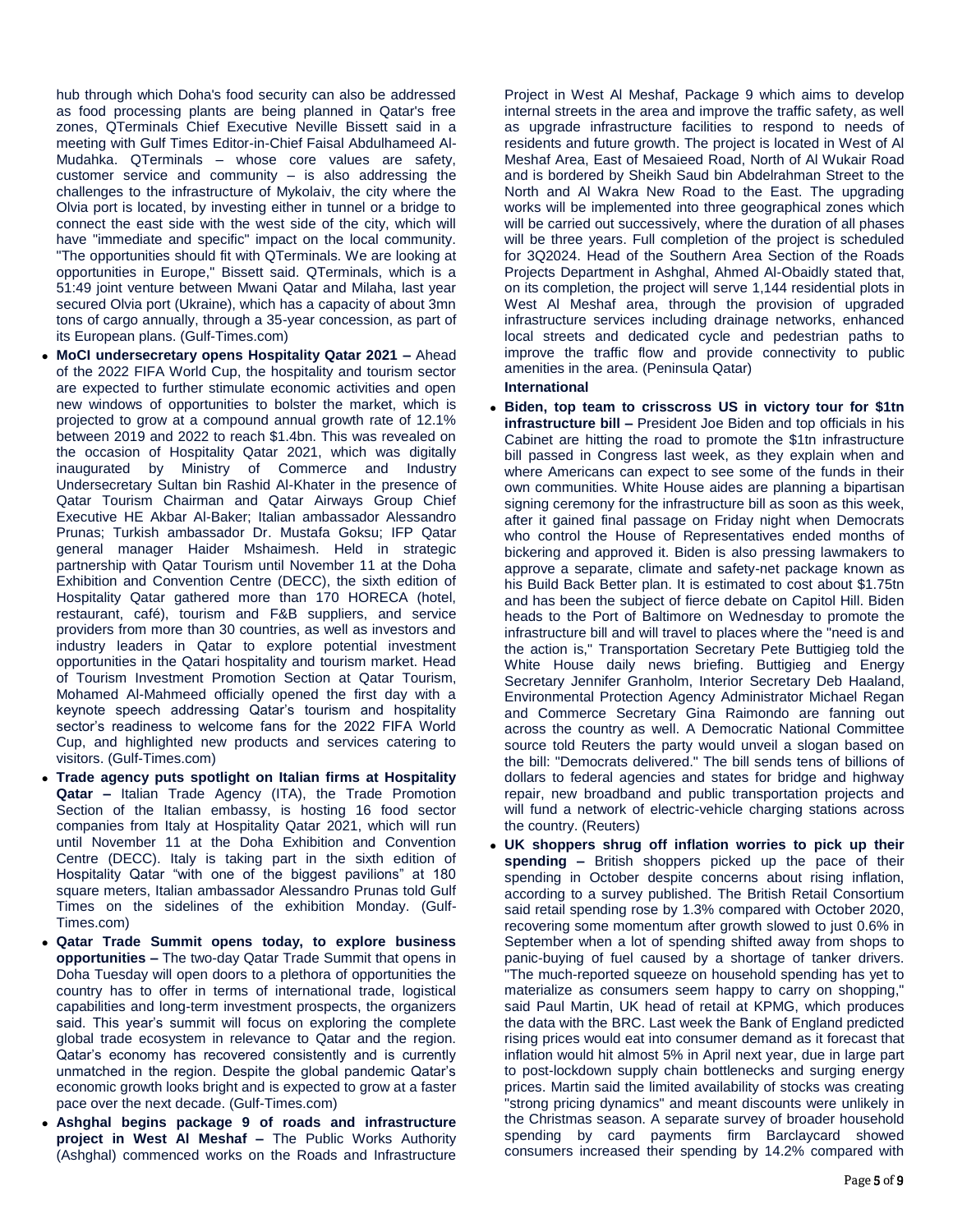hub through which Doha's food security can also be addressed as food processing plants are being planned in Qatar's free zones, QTerminals Chief Executive Neville Bissett said in a meeting with Gulf Times Editor-in-Chief Faisal Abdulhameed Al-Mudahka. QTerminals – whose core values are safety, customer service and community – is also addressing the challenges to the infrastructure of Mykolaiv, the city where the Olvia port is located, by investing either in tunnel or a bridge to connect the east side with the west side of the city, which will have "immediate and specific" impact on the local community. "The opportunities should fit with QTerminals. We are looking at opportunities in Europe," Bissett said. QTerminals, which is a 51:49 joint venture between Mwani Qatar and Milaha, last year secured Olvia port (Ukraine), which has a capacity of about 3mn tons of cargo annually, through a 35-year concession, as part of its European plans. (Gulf-Times.com)

- **MoCI undersecretary opens Hospitality Qatar 2021 –** Ahead of the 2022 FIFA World Cup, the hospitality and tourism sector are expected to further stimulate economic activities and open new windows of opportunities to bolster the market, which is projected to grow at a compound annual growth rate of 12.1% between 2019 and 2022 to reach $1.4bn. This was revealed on the occasion of Hospitality Qatar 2021, which was digitally inaugurated by Ministry of Commerce and Industry Undersecretary Sultan bin Rashid Al-Khater in the presence of Qatar Tourism Chairman and Qatar Airways Group Chief Executive HE Akbar Al-Baker; Italian ambassador Alessandro Prunas; Turkish ambassador Dr. Mustafa Goksu; IFP Qatar general manager Haider Mshaimesh. Held in strategic partnership with Qatar Tourism until November 11 at the Doha Exhibition and Convention Centre (DECC), the sixth edition of Hospitality Qatar gathered more than 170 HORECA (hotel, restaurant, café), tourism and F&B suppliers, and service providers from more than 30 countries, as well as investors and industry leaders in Qatar to explore potential investment opportunities in the Qatari hospitality and tourism market. Head of Tourism Investment Promotion Section at Qatar Tourism, Mohamed Al-Mahmeed officially opened the first day with a keynote speech addressing Qatar's tourism and hospitality sector's readiness to welcome fans for the 2022 FIFA World Cup, and highlighted new products and services catering to visitors. (Gulf-Times.com)
- **Trade agency puts spotlight on Italian firms at Hospitality Qatar –** Italian Trade Agency (ITA), the Trade Promotion Section of the Italian embassy, is hosting 16 food sector companies from Italy at Hospitality Qatar 2021, which will run until November 11 at the Doha Exhibition and Convention Centre (DECC). Italy is taking part in the sixth edition of Hospitality Qatar "with one of the biggest pavilions" at 180 square meters, Italian ambassador Alessandro Prunas told Gulf Times on the sidelines of the exhibition Monday. (Gulf-Times.com)
- **Qatar Trade Summit opens today, to explore business opportunities –** The two-day Qatar Trade Summit that opens in Doha Tuesday will open doors to a plethora of opportunities the country has to offer in terms of international trade, logistical capabilities and long-term investment prospects, the organizers said. This year's summit will focus on exploring the complete global trade ecosystem in relevance to Qatar and the region. Qatar's economy has recovered consistently and is currently unmatched in the region. Despite the global pandemic Qatar's economic growth looks bright and is expected to grow at a faster pace over the next decade. (Gulf-Times.com)
- **Ashghal begins package 9 of roads and infrastructure project in West Al Meshaf –** The Public Works Authority (Ashghal) commenced works on the Roads and Infrastructure Project in West Al Meshaf, Package 9 which aims to develop internal streets in the area and improve the traffic safety, as well as upgrade infrastructure facilities to respond to needs of residents and future growth. The project is located in West of Al Meshaf Area, East of Mesaieed Road, North of Al Wukair Road and is bordered by Sheikh Saud bin Abdelrahman Street to the North and Al Wakra New Road to the East. The upgrading works will be implemented into three geographical zones which will be carried out successively, where the duration of all phases will be three years. Full completion of the project is scheduled for 3Q2024. Head of the Southern Area Section of the Roads Projects Department in Ashghal, Ahmed Al-Obaidly stated that, on its completion, the project will serve 1,144 residential plots in West Al Meshaf area, through the provision of upgraded infrastructure services including drainage networks, enhanced local streets and dedicated cycle and pedestrian paths to improve the traffic flow and provide connectivity to public amenities in the area. (Peninsula Qatar)

### International

- **Biden, top team to crisscross US in victory tour for $1tn infrastructure bill –** President Joe Biden and top officials in his Cabinet are hitting the road to promote the $1tn infrastructure bill passed in Congress last week, as they explain when and where Americans can expect to see some of the funds in their own communities. White House aides are planning a bipartisan signing ceremony for the infrastructure bill as soon as this week, after it gained final passage on Friday night when Democrats who control the House of Representatives ended months of bickering and approved it. Biden is also pressing lawmakers to approve a separate, climate and safety-net package known as his Build Back Better plan. It is estimated to cost about $1.75tn and has been the subject of fierce debate on Capitol Hill. Biden heads to the Port of Baltimore on Wednesday to promote the infrastructure bill and will travel to places where the "need is and the action is," Transportation Secretary Pete Buttigieg told the White House daily news briefing. Buttigieg and Energy Secretary Jennifer Granholm, Interior Secretary Deb Haaland, Environmental Protection Agency Administrator Michael Regan and Commerce Secretary Gina Raimondo are fanning out across the country as well. A Democratic National Committee source told Reuters the party would unveil a slogan based on the bill: "Democrats delivered." The bill sends tens of billions of dollars to federal agencies and states for bridge and highway repair, new broadband and public transportation projects and will fund a network of electric-vehicle charging stations across the country. (Reuters)
- **UK shoppers shrug off inflation worries to pick up their spending –** British shoppers picked up the pace of their spending in October despite concerns about rising inflation, according to a survey published. The British Retail Consortium said retail spending rose by 1.3% compared with October 2020, recovering some momentum after growth slowed to just 0.6% in September when a lot of spending shifted away from shops to panic-buying of fuel caused by a shortage of tanker drivers. "The much-reported squeeze on household spending has yet to materialize as consumers seem happy to carry on shopping," said Paul Martin, UK head of retail at KPMG, which produces the data with the BRC. Last week the Bank of England predicted rising prices would eat into consumer demand as it forecast that inflation would hit almost 5% in April next year, due in large part to post-lockdown supply chain bottlenecks and surging energy prices. Martin said the limited availability of stocks was creating "strong pricing dynamics" and meant discounts were unlikely in the Christmas season. A separate survey of broader household spending by card payments firm Barclaycard showed consumers increased their spending by 14.2% compared with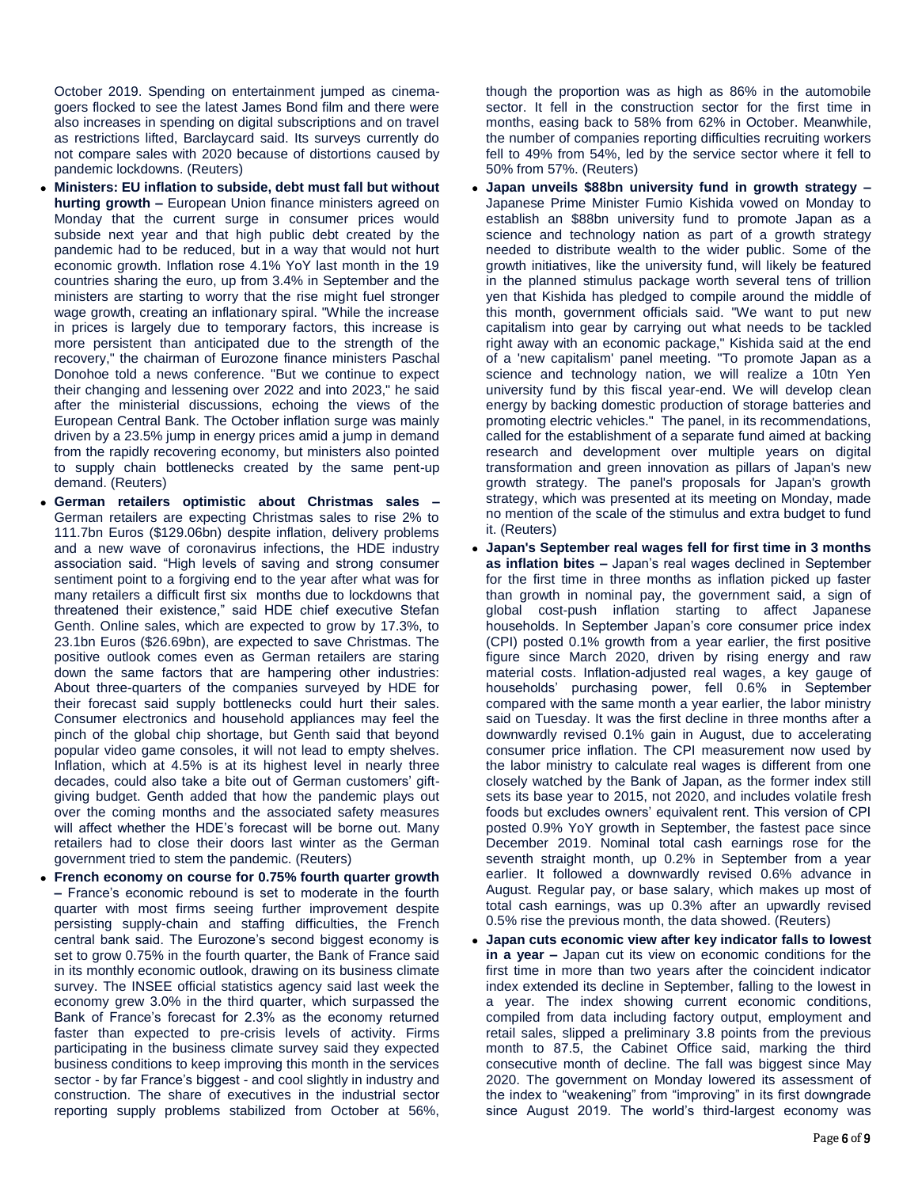October 2019. Spending on entertainment jumped as cinema-goers flocked to see the latest James Bond film and there were also increases in spending on digital subscriptions and on travel as restrictions lifted, Barclaycard said. Its surveys currently do not compare sales with 2020 because of distortions caused by pandemic lockdowns. (Reuters)

- **Ministers: EU inflation to subside, debt must fall but without hurting growth –** European Union finance ministers agreed on Monday that the current surge in consumer prices would subside next year and that high public debt created by the pandemic had to be reduced, but in a way that would not hurt economic growth. Inflation rose 4.1% YoY last month in the 19 countries sharing the euro, up from 3.4% in September and the ministers are starting to worry that the rise might fuel stronger wage growth, creating an inflationary spiral. "While the increase in prices is largely due to temporary factors, this increase is more persistent than anticipated due to the strength of the recovery," the chairman of Eurozone finance ministers Paschal Donohoe told a news conference. "But we continue to expect their changing and lessening over 2022 and into 2023," he said after the ministerial discussions, echoing the views of the European Central Bank. The October inflation surge was mainly driven by a 23.5% jump in energy prices amid a jump in demand from the rapidly recovering economy, but ministers also pointed to supply chain bottlenecks created by the same pent-up demand. (Reuters)
- **German retailers optimistic about Christmas sales –** German retailers are expecting Christmas sales to rise 2% to 111.7bn Euros ($129.06bn) despite inflation, delivery problems and a new wave of coronavirus infections, the HDE industry association said. "High levels of saving and strong consumer sentiment point to a forgiving end to the year after what was for many retailers a difficult first six months due to lockdowns that threatened their existence," said HDE chief executive Stefan Genth. Online sales, which are expected to grow by 17.3%, to 23.1bn Euros ($26.69bn), are expected to save Christmas. The positive outlook comes even as German retailers are staring down the same factors that are hampering other industries: About three-quarters of the companies surveyed by HDE for their forecast said supply bottlenecks could hurt their sales. Consumer electronics and household appliances may feel the pinch of the global chip shortage, but Genth said that beyond popular video game consoles, it will not lead to empty shelves. Inflation, which at 4.5% is at its highest level in nearly three decades, could also take a bite out of German customers' gift-giving budget. Genth added that how the pandemic plays out over the coming months and the associated safety measures will affect whether the HDE's forecast will be borne out. Many retailers had to close their doors last winter as the German government tried to stem the pandemic. (Reuters)
- **French economy on course for 0.75% fourth quarter growth –** France's economic rebound is set to moderate in the fourth quarter with most firms seeing further improvement despite persisting supply-chain and staffing difficulties, the French central bank said. The Eurozone's second biggest economy is set to grow 0.75% in the fourth quarter, the Bank of France said in its monthly economic outlook, drawing on its business climate survey. The INSEE official statistics agency said last week the economy grew 3.0% in the third quarter, which surpassed the Bank of France's forecast for 2.3% as the economy returned faster than expected to pre-crisis levels of activity. Firms participating in the business climate survey said they expected business conditions to keep improving this month in the services sector - by far France's biggest - and cool slightly in industry and construction. The share of executives in the industrial sector reporting supply problems stabilized from October at 56%, though the proportion was as high as 86% in the automobile sector. It fell in the construction sector for the first time in months, easing back to 58% from 62% in October. Meanwhile, the number of companies reporting difficulties recruiting workers fell to 49% from 54%, led by the service sector where it fell to 50% from 57%. (Reuters)
- **Japan unveils $88bn university fund in growth strategy –** Japanese Prime Minister Fumio Kishida vowed on Monday to establish an $88bn university fund to promote Japan as a science and technology nation as part of a growth strategy needed to distribute wealth to the wider public. Some of the growth initiatives, like the university fund, will likely be featured in the planned stimulus package worth several tens of trillion yen that Kishida has pledged to compile around the middle of this month, government officials said. "We want to put new capitalism into gear by carrying out what needs to be tackled right away with an economic package," Kishida said at the end of a 'new capitalism' panel meeting. "To promote Japan as a science and technology nation, we will realize a 10tn Yen university fund by this fiscal year-end. We will develop clean energy by backing domestic production of storage batteries and promoting electric vehicles." The panel, in its recommendations, called for the establishment of a separate fund aimed at backing research and development over multiple years on digital transformation and green innovation as pillars of Japan's new growth strategy. The panel's proposals for Japan's growth strategy, which was presented at its meeting on Monday, made no mention of the scale of the stimulus and extra budget to fund it. (Reuters)
- **Japan's September real wages fell for first time in 3 months as inflation bites –** Japan's real wages declined in September for the first time in three months as inflation picked up faster than growth in nominal pay, the government said, a sign of global cost-push inflation starting to affect Japanese households. In September Japan's core consumer price index (CPI) posted 0.1% growth from a year earlier, the first positive figure since March 2020, driven by rising energy and raw material costs. Inflation-adjusted real wages, a key gauge of households' purchasing power, fell 0.6% in September compared with the same month a year earlier, the labor ministry said on Tuesday. It was the first decline in three months after a downwardly revised 0.1% gain in August, due to accelerating consumer price inflation. The CPI measurement now used by the labor ministry to calculate real wages is different from one closely watched by the Bank of Japan, as the former index still sets its base year to 2015, not 2020, and includes volatile fresh foods but excludes owners' equivalent rent. This version of CPI posted 0.9% YoY growth in September, the fastest pace since December 2019. Nominal total cash earnings rose for the seventh straight month, up 0.2% in September from a year earlier. It followed a downwardly revised 0.6% advance in August. Regular pay, or base salary, which makes up most of total cash earnings, was up 0.3% after an upwardly revised 0.5% rise the previous month, the data showed. (Reuters)
- **Japan cuts economic view after key indicator falls to lowest in a year –** Japan cut its view on economic conditions for the first time in more than two years after the coincident indicator index extended its decline in September, falling to the lowest in a year. The index showing current economic conditions, compiled from data including factory output, employment and retail sales, slipped a preliminary 3.8 points from the previous month to 87.5, the Cabinet Office said, marking the third consecutive month of decline. The fall was biggest since May 2020. The government on Monday lowered its assessment of the index to "weakening" from "improving" in its first downgrade since August 2019. The world's third-largest economy was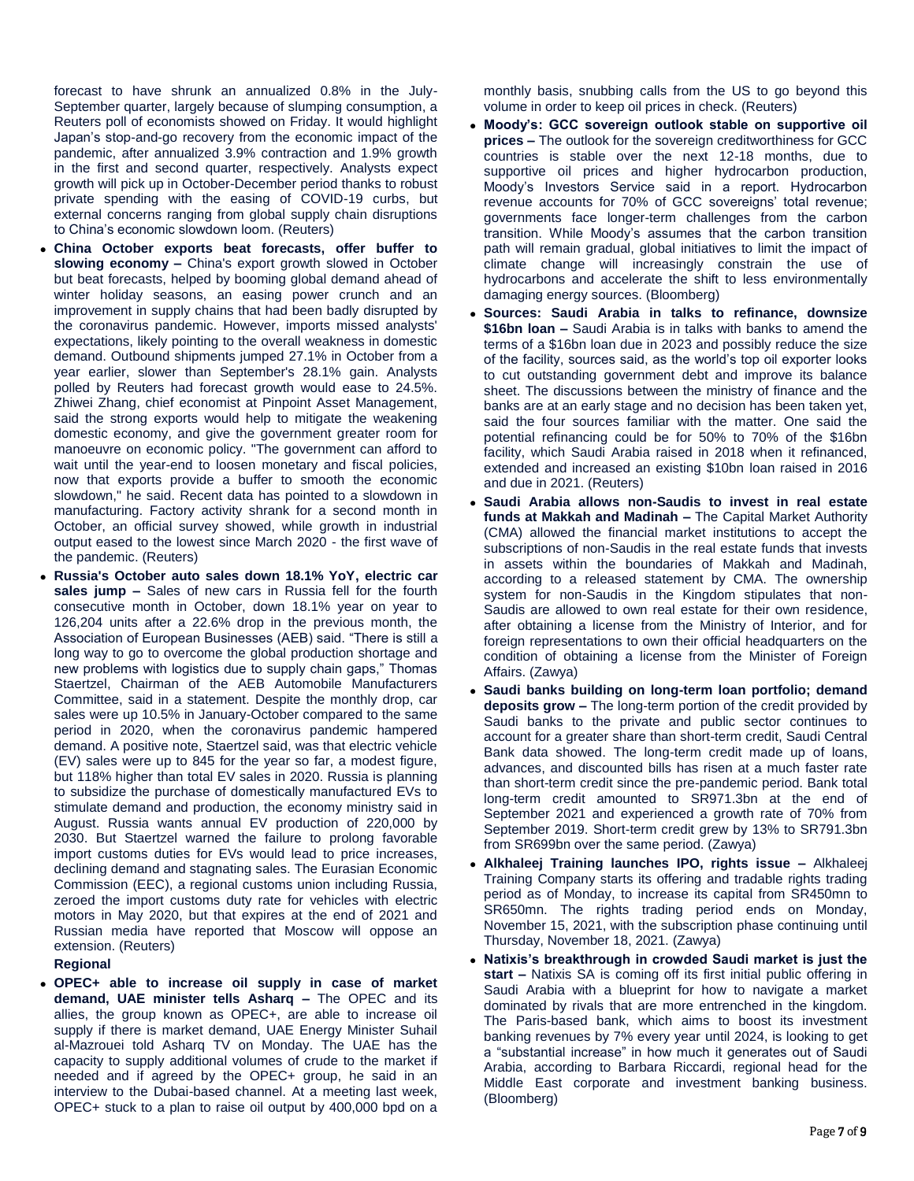forecast to have shrunk an annualized 0.8% in the July-September quarter, largely because of slumping consumption, a Reuters poll of economists showed on Friday. It would highlight Japan's stop-and-go recovery from the economic impact of the pandemic, after annualized 3.9% contraction and 1.9% growth in the first and second quarter, respectively. Analysts expect growth will pick up in October-December period thanks to robust private spending with the easing of COVID-19 curbs, but external concerns ranging from global supply chain disruptions to China's economic slowdown loom. (Reuters)

- **China October exports beat forecasts, offer buffer to slowing economy –** China's export growth slowed in October but beat forecasts, helped by booming global demand ahead of winter holiday seasons, an easing power crunch and an improvement in supply chains that had been badly disrupted by the coronavirus pandemic. However, imports missed analysts' expectations, likely pointing to the overall weakness in domestic demand. Outbound shipments jumped 27.1% in October from a year earlier, slower than September's 28.1% gain. Analysts polled by Reuters had forecast growth would ease to 24.5%. Zhiwei Zhang, chief economist at Pinpoint Asset Management, said the strong exports would help to mitigate the weakening domestic economy, and give the government greater room for manoeuvre on economic policy. "The government can afford to wait until the year-end to loosen monetary and fiscal policies, now that exports provide a buffer to smooth the economic slowdown," he said. Recent data has pointed to a slowdown in manufacturing. Factory activity shrank for a second month in October, an official survey showed, while growth in industrial output eased to the lowest since March 2020 - the first wave of the pandemic. (Reuters)
- **Russia's October auto sales down 18.1% YoY, electric car sales jump –** Sales of new cars in Russia fell for the fourth consecutive month in October, down 18.1% year on year to 126,204 units after a 22.6% drop in the previous month, the Association of European Businesses (AEB) said. "There is still a long way to go to overcome the global production shortage and new problems with logistics due to supply chain gaps," Thomas Staertzel, Chairman of the AEB Automobile Manufacturers Committee, said in a statement. Despite the monthly drop, car sales were up 10.5% in January-October compared to the same period in 2020, when the coronavirus pandemic hampered demand. A positive note, Staertzel said, was that electric vehicle (EV) sales were up to 845 for the year so far, a modest figure, but 118% higher than total EV sales in 2020. Russia is planning to subsidize the purchase of domestically manufactured EVs to stimulate demand and production, the economy ministry said in August. Russia wants annual EV production of 220,000 by 2030. But Staertzel warned the failure to prolong favorable import customs duties for EVs would lead to price increases, declining demand and stagnating sales. The Eurasian Economic Commission (EEC), a regional customs union including Russia, zeroed the import customs duty rate for vehicles with electric motors in May 2020, but that expires at the end of 2021 and Russian media have reported that Moscow will oppose an extension. (Reuters)

**Regional**

- **OPEC+ able to increase oil supply in case of market demand, UAE minister tells Asharq –** The OPEC and its allies, the group known as OPEC+, are able to increase oil supply if there is market demand, UAE Energy Minister Suhail al-Mazrouei told Asharq TV on Monday. The UAE has the capacity to supply additional volumes of crude to the market if needed and if agreed by the OPEC+ group, he said in an interview to the Dubai-based channel. At a meeting last week, OPEC+ stuck to a plan to raise oil output by 400,000 bpd on a monthly basis, snubbing calls from the US to go beyond this volume in order to keep oil prices in check. (Reuters)
- **Moody's: GCC sovereign outlook stable on supportive oil prices –** The outlook for the sovereign creditworthiness for GCC countries is stable over the next 12-18 months, due to supportive oil prices and higher hydrocarbon production, Moody's Investors Service said in a report. Hydrocarbon revenue accounts for 70% of GCC sovereigns' total revenue; governments face longer-term challenges from the carbon transition. While Moody's assumes that the carbon transition path will remain gradual, global initiatives to limit the impact of climate change will increasingly constrain the use of hydrocarbons and accelerate the shift to less environmentally damaging energy sources. (Bloomberg)
- **Sources: Saudi Arabia in talks to refinance, downsize $16bn loan –** Saudi Arabia is in talks with banks to amend the terms of a $16bn loan due in 2023 and possibly reduce the size of the facility, sources said, as the world's top oil exporter looks to cut outstanding government debt and improve its balance sheet. The discussions between the ministry of finance and the banks are at an early stage and no decision has been taken yet, said the four sources familiar with the matter. One said the potential refinancing could be for 50% to 70% of the $16bn facility, which Saudi Arabia raised in 2018 when it refinanced, extended and increased an existing $10bn loan raised in 2016 and due in 2021. (Reuters)
- **Saudi Arabia allows non-Saudis to invest in real estate funds at Makkah and Madinah –** The Capital Market Authority (CMA) allowed the financial market institutions to accept the subscriptions of non-Saudis in the real estate funds that invests in assets within the boundaries of Makkah and Madinah, according to a released statement by CMA. The ownership system for non-Saudis in the Kingdom stipulates that non-Saudis are allowed to own real estate for their own residence, after obtaining a license from the Ministry of Interior, and for foreign representations to own their official headquarters on the condition of obtaining a license from the Minister of Foreign Affairs. (Zawya)
- **Saudi banks building on long-term loan portfolio; demand deposits grow –** The long-term portion of the credit provided by Saudi banks to the private and public sector continues to account for a greater share than short-term credit, Saudi Central Bank data showed. The long-term credit made up of loans, advances, and discounted bills has risen at a much faster rate than short-term credit since the pre-pandemic period. Bank total long-term credit amounted to SR971.3bn at the end of September 2021 and experienced a growth rate of 70% from September 2019. Short-term credit grew by 13% to SR791.3bn from SR699bn over the same period. (Zawya)
- **Alkhaleej Training launches IPO, rights issue –** Alkhaleej Training Company starts its offering and tradable rights trading period as of Monday, to increase its capital from SR450mn to SR650mn. The rights trading period ends on Monday, November 15, 2021, with the subscription phase continuing until Thursday, November 18, 2021. (Zawya)
- **Natixis's breakthrough in crowded Saudi market is just the start –** Natixis SA is coming off its first initial public offering in Saudi Arabia with a blueprint for how to navigate a market dominated by rivals that are more entrenched in the kingdom. The Paris-based bank, which aims to boost its investment banking revenues by 7% every year until 2024, is looking to get a "substantial increase" in how much it generates out of Saudi Arabia, according to Barbara Riccardi, regional head for the Middle East corporate and investment banking business. (Bloomberg)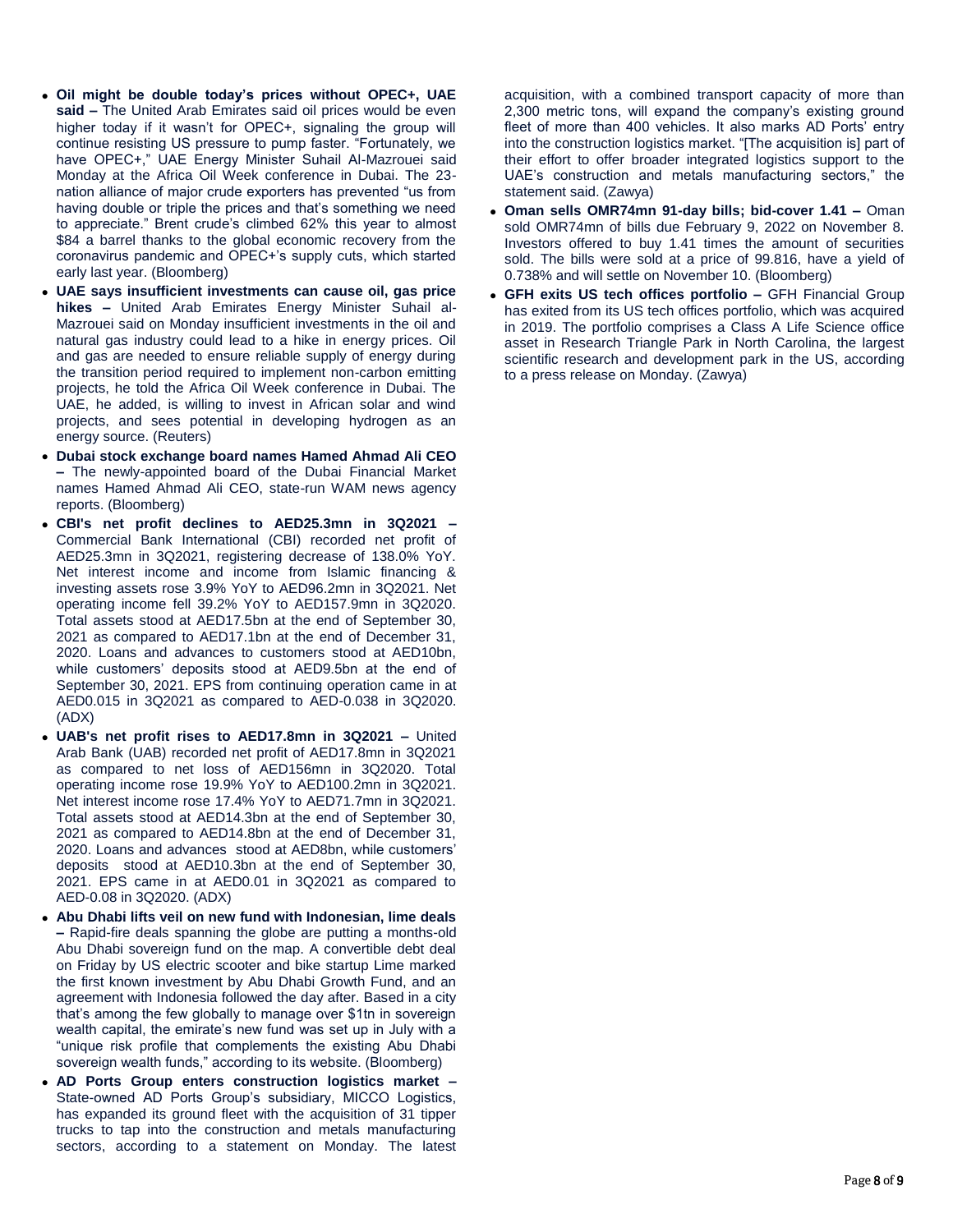- **Oil might be double today's prices without OPEC+, UAE said –** The United Arab Emirates said oil prices would be even higher today if it wasn't for OPEC+, signaling the group will continue resisting US pressure to pump faster. "Fortunately, we have OPEC+," UAE Energy Minister Suhail Al-Mazrouei said Monday at the Africa Oil Week conference in Dubai. The 23-nation alliance of major crude exporters has prevented "us from having double or triple the prices and that's something we need to appreciate." Brent crude's climbed 62% this year to almost $84 a barrel thanks to the global economic recovery from the coronavirus pandemic and OPEC+'s supply cuts, which started early last year. (Bloomberg)
- **UAE says insufficient investments can cause oil, gas price hikes –** United Arab Emirates Energy Minister Suhail al-Mazrouei said on Monday insufficient investments in the oil and natural gas industry could lead to a hike in energy prices. Oil and gas are needed to ensure reliable supply of energy during the transition period required to implement non-carbon emitting projects, he told the Africa Oil Week conference in Dubai. The UAE, he added, is willing to invest in African solar and wind projects, and sees potential in developing hydrogen as an energy source. (Reuters)
- **Dubai stock exchange board names Hamed Ahmad Ali CEO –** The newly-appointed board of the Dubai Financial Market names Hamed Ahmad Ali CEO, state-run WAM news agency reports. (Bloomberg)
- **CBI's net profit declines to AED25.3mn in 3Q2021 –** Commercial Bank International (CBI) recorded net profit of AED25.3mn in 3Q2021, registering decrease of 138.0% YoY. Net interest income and income from Islamic financing & investing assets rose 3.9% YoY to AED96.2mn in 3Q2021. Net operating income fell 39.2% YoY to AED157.9mn in 3Q2020. Total assets stood at AED17.5bn at the end of September 30, 2021 as compared to AED17.1bn at the end of December 31, 2020. Loans and advances to customers stood at AED10bn, while customers' deposits stood at AED9.5bn at the end of September 30, 2021. EPS from continuing operation came in at AED0.015 in 3Q2021 as compared to AED-0.038 in 3Q2020. (ADX)
- **UAB's net profit rises to AED17.8mn in 3Q2021 –** United Arab Bank (UAB) recorded net profit of AED17.8mn in 3Q2021 as compared to net loss of AED156mn in 3Q2020. Total operating income rose 19.9% YoY to AED100.2mn in 3Q2021. Net interest income rose 17.4% YoY to AED71.7mn in 3Q2021. Total assets stood at AED14.3bn at the end of September 30, 2021 as compared to AED14.8bn at the end of December 31, 2020. Loans and advances stood at AED8bn, while customers' deposits stood at AED10.3bn at the end of September 30, 2021. EPS came in at AED0.01 in 3Q2021 as compared to AED-0.08 in 3Q2020. (ADX)
- **Abu Dhabi lifts veil on new fund with Indonesian, lime deals –** Rapid-fire deals spanning the globe are putting a months-old Abu Dhabi sovereign fund on the map. A convertible debt deal on Friday by US electric scooter and bike startup Lime marked the first known investment by Abu Dhabi Growth Fund, and an agreement with Indonesia followed the day after. Based in a city that's among the few globally to manage over $1tn in sovereign wealth capital, the emirate's new fund was set up in July with a "unique risk profile that complements the existing Abu Dhabi sovereign wealth funds," according to its website. (Bloomberg)
- **AD Ports Group enters construction logistics market –** State-owned AD Ports Group's subsidiary, MICCO Logistics, has expanded its ground fleet with the acquisition of 31 tipper trucks to tap into the construction and metals manufacturing sectors, according to a statement on Monday. The latest acquisition, with a combined transport capacity of more than 2,300 metric tons, will expand the company's existing ground fleet of more than 400 vehicles. It also marks AD Ports' entry into the construction logistics market. "[The acquisition is] part of their effort to offer broader integrated logistics support to the UAE's construction and metals manufacturing sectors," the statement said. (Zawya)
- **Oman sells OMR74mn 91-day bills; bid-cover 1.41 –** Oman sold OMR74mn of bills due February 9, 2022 on November 8. Investors offered to buy 1.41 times the amount of securities sold. The bills were sold at a price of 99.816, have a yield of 0.738% and will settle on November 10. (Bloomberg)
- **GFH exits US tech offices portfolio –** GFH Financial Group has exited from its US tech offices portfolio, which was acquired in 2019. The portfolio comprises a Class A Life Science office asset in Research Triangle Park in North Carolina, the largest scientific research and development park in the US, according to a press release on Monday. (Zawya)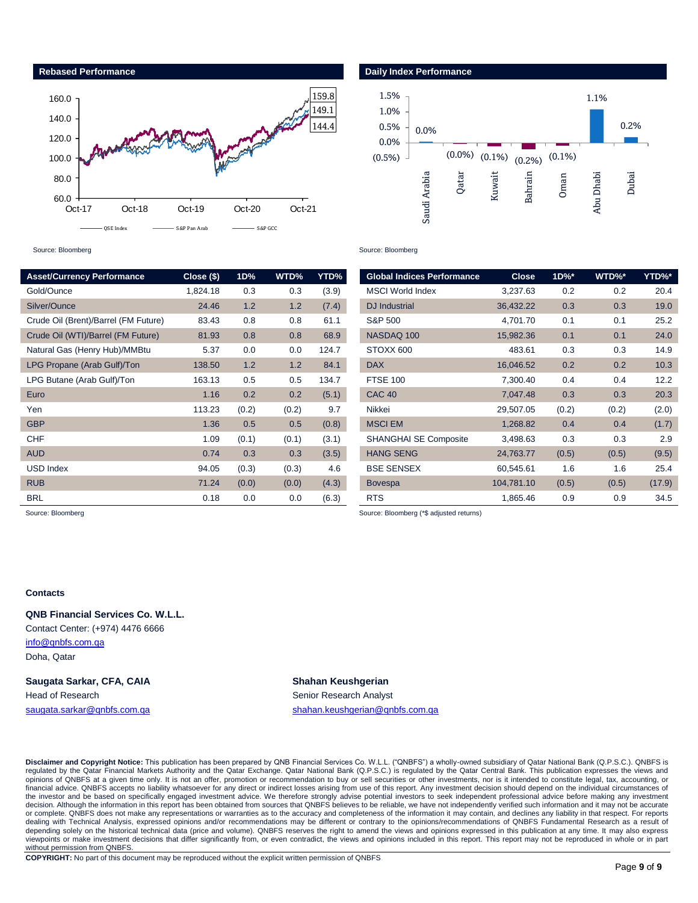**Rebased Performance**

160.0
140.0
120.0
100.0
80.0
60.0

Oct-17 Oct-18 Oct-19 Oct-20 Oct-21

159.8
149.1
144.4

QSE Index S&P Pan Arab S&P GCC

Source: Bloomberg

**Daily Index Performance**

1.5%
1.0%
0.5%
0.0%
(0.5%)

0.0% (0.0%) (0.1%) (0.2%) (0.1%) 1.1% 0.2%

Saudi Arabia Qatar Kuwait Bahrain Oman Abu Dhabi Dubai

Source: Bloomberg

| Asset/Currency Performance | Close ($) | 1D% | WTD% | YTD% |
|---|---|---|---|---|
| Gold/Ounce | 1,824.18 | 0.3 | 0.3 | (3.9) |
| Silver/Ounce | 24.46 | 1.2 | 1.2 | (7.4) |
| Crude Oil (Brent)/Barrel (FM Future) | 83.43 | 0.8 | 0.8 | 61.1 |
| Crude Oil (WTI)/Barrel (FM Future) | 81.93 | 0.8 | 0.8 | 68.9 |
| Natural Gas (Henry Hub)/MMBtu | 5.37 | 0.0 | 0.0 | 124.7 |
| LPG Propane (Arab Gulf)/Ton | 138.50 | 1.2 | 1.2 | 84.1 |
| LPG Butane (Arab Gulf)/Ton | 163.13 | 0.5 | 0.5 | 134.7 |
| Euro | 1.16 | 0.2 | 0.2 | (5.1) |
| Yen | 113.23 | (0.2) | (0.2) | 9.7 |
| GBP | 1.36 | 0.5 | 0.5 | (0.8) |
| CHF | 1.09 | (0.1) | (0.1) | (3.1) |
| AUD | 0.74 | 0.3 | 0.3 | (3.5) |
| USD Index | 94.05 | (0.3) | (0.3) | 4.6 |
| RUB | 71.24 | (0.0) | (0.0) | (4.3) |
| BRL | 0.18 | 0.0 | 0.0 | (6.3) |

Source: Bloomberg

| Global Indices Performance | Close | 1D%* | WTD%* | YTD%* |
|---|---|---|---|---|
| MSCI World Index | 3,237.63 | 0.2 | 0.2 | 20.4 |
| DJ Industrial | 36,432.22 | 0.3 | 0.3 | 19.0 |
| S&P 500 | 4,701.70 | 0.1 | 0.1 | 25.2 |
| NASDAQ 100 | 15,982.36 | 0.1 | 0.1 | 24.0 |
| STOXX 600 | 483.61 | 0.3 | 0.3 | 14.9 |
| DAX | 16,046.52 | 0.2 | 0.2 | 10.3 |
| FTSE 100 | 7,300.40 | 0.4 | 0.4 | 12.2 |
| CAC 40 | 7,047.48 | 0.3 | 0.3 | 20.3 |
| Nikkei | 29,507.05 | (0.2) | (0.2) | (2.0) |
| MSCI EM | 1,268.82 | 0.4 | 0.4 | (1.7) |
| SHANGHAI SE Composite | 3,498.63 | 0.3 | 0.3 | 2.9 |
| HANG SENG | 24,763.77 | (0.5) | (0.5) | (9.5) |
| BSE SENSEX | 60,545.61 | 1.6 | 1.6 | 25.4 |
| Bovespa | 104,781.10 | (0.5) | (0.5) | (17.9) |
| RTS | 1,865.46 | 0.9 | 0.9 | 34.5 |

Source: Bloomberg (*$ adjusted returns)

**Contacts**

**QNB Financial Services Co. W.L.L.**
Contact Center: (+974) 4476 6666
info@qnbfs.com.qa
Doha, Qatar

**Saugata Sarkar, CFA, CAIA**
Head of Research
saugata.sarkar@qnbfs.com.qa

**Shahan Keushgerian**
Senior Research Analyst
shahan.keushgerian@qnbfs.com.qa

**Disclaimer and Copyright Notice:** This publication has been prepared by QNB Financial Services Co. W.L.L. ("QNBFS") a wholly-owned subsidiary of Qatar National Bank (Q.P.S.C.). QNBFS is regulated by the Qatar Financial Markets Authority and the Qatar Exchange. Qatar National Bank (Q.P.S.C.) is regulated by the Qatar Central Bank. This publication expresses the views and opinions of QNBFS at a given time only. It is not an offer, promotion or recommendation to buy or sell securities or other investments, nor is it intended to constitute legal, tax, accounting, or financial advice. QNBFS accepts no liability whatsoever for any direct or indirect losses arising from use of this report. Any investment decision should depend on the individual circumstances of the investor and be based on specifically engaged investment advice. We therefore strongly advise potential investors to seek independent professional advice before making any investment decision. Although the information in this report has been obtained from sources that QNBFS believes to be reliable, we have not independently verified such information and it may not be accurate or complete. QNBFS does not make any representations or warranties as to the accuracy and completeness of the information it may contain, and declines any liability in that respect. For reports dealing with Technical Analysis, expressed opinions and/or recommendations may be different or contrary to the opinions/recommendations of QNBFS Fundamental Research as a result of depending solely on the historical technical data (price and volume). QNBFS reserves the right to amend the views and opinions expressed in this publication at any time. It may also express viewpoints or make investment decisions that differ significantly from, or even contradict, the views and opinions included in this report. This report may not be reproduced in whole or in part without permission from QNBFS.

**COPYRIGHT:** No part of this document may be reproduced without the explicit written permission of QNBFS